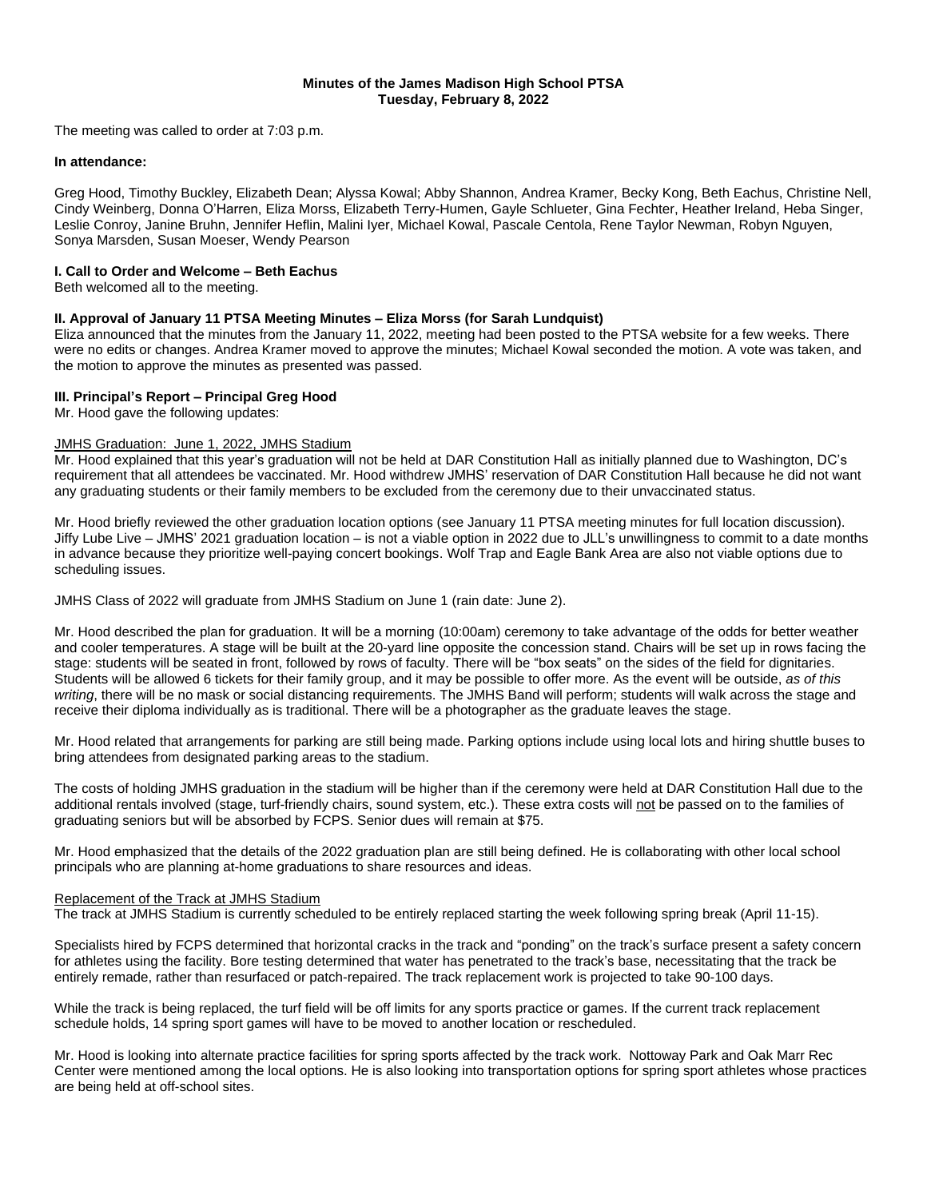**Minutes of the James Madison High School PTSA**
**Tuesday, February 8, 2022**

The meeting was called to order at 7:03 p.m.

**In attendance:**

Greg Hood, Timothy Buckley, Elizabeth Dean; Alyssa Kowal; Abby Shannon, Andrea Kramer, Becky Kong, Beth Eachus, Christine Nell, Cindy Weinberg, Donna O'Harren, Eliza Morss, Elizabeth Terry-Humen, Gayle Schlueter, Gina Fechter, Heather Ireland, Heba Singer, Leslie Conroy, Janine Bruhn, Jennifer Heflin, Malini Iyer, Michael Kowal, Pascale Centola, Rene Taylor Newman, Robyn Nguyen, Sonya Marsden, Susan Moeser, Wendy Pearson

**I. Call to Order and Welcome – Beth Eachus**

Beth welcomed all to the meeting.

**II. Approval of January 11 PTSA Meeting Minutes – Eliza Morss (for Sarah Lundquist)**

Eliza announced that the minutes from the January 11, 2022, meeting had been posted to the PTSA website for a few weeks. There were no edits or changes. Andrea Kramer moved to approve the minutes; Michael Kowal seconded the motion. A vote was taken, and the motion to approve the minutes as presented was passed.

**III. Principal's Report – Principal Greg Hood**

Mr. Hood gave the following updates:

<u>JMHS Graduation: June 1, 2022, JMHS Stadium</u>

Mr. Hood explained that this year's graduation will not be held at DAR Constitution Hall as initially planned due to Washington, DC's requirement that all attendees be vaccinated. Mr. Hood withdrew JMHS' reservation of DAR Constitution Hall because he did not want any graduating students or their family members to be excluded from the ceremony due to their unvaccinated status.

Mr. Hood briefly reviewed the other graduation location options (see January 11 PTSA meeting minutes for full location discussion). Jiffy Lube Live – JMHS' 2021 graduation location – is not a viable option in 2022 due to JLL's unwillingness to commit to a date months in advance because they prioritize well-paying concert bookings. Wolf Trap and Eagle Bank Area are also not viable options due to scheduling issues.

JMHS Class of 2022 will graduate from JMHS Stadium on June 1 (rain date: June 2).

Mr. Hood described the plan for graduation. It will be a morning (10:00am) ceremony to take advantage of the odds for better weather and cooler temperatures. A stage will be built at the 20-yard line opposite the concession stand. Chairs will be set up in rows facing the stage: students will be seated in front, followed by rows of faculty. There will be "box seats" on the sides of the field for dignitaries. Students will be allowed 6 tickets for their family group, and it may be possible to offer more. As the event will be outside, *as of this writing*, there will be no mask or social distancing requirements. The JMHS Band will perform; students will walk across the stage and receive their diploma individually as is traditional. There will be a photographer as the graduate leaves the stage.

Mr. Hood related that arrangements for parking are still being made. Parking options include using local lots and hiring shuttle buses to bring attendees from designated parking areas to the stadium.

The costs of holding JMHS graduation in the stadium will be higher than if the ceremony were held at DAR Constitution Hall due to the additional rentals involved (stage, turf-friendly chairs, sound system, etc.). These extra costs will <u>not</u> be passed on to the families of graduating seniors but will be absorbed by FCPS. Senior dues will remain at $75.

Mr. Hood emphasized that the details of the 2022 graduation plan are still being defined. He is collaborating with other local school principals who are planning at-home graduations to share resources and ideas.

<u>Replacement of the Track at JMHS Stadium</u>

The track at JMHS Stadium is currently scheduled to be entirely replaced starting the week following spring break (April 11-15).

Specialists hired by FCPS determined that horizontal cracks in the track and "ponding" on the track's surface present a safety concern for athletes using the facility. Bore testing determined that water has penetrated to the track's base, necessitating that the track be entirely remade, rather than resurfaced or patch-repaired. The track replacement work is projected to take 90-100 days.

While the track is being replaced, the turf field will be off limits for any sports practice or games. If the current track replacement schedule holds, 14 spring sport games will have to be moved to another location or rescheduled.

Mr. Hood is looking into alternate practice facilities for spring sports affected by the track work. Nottoway Park and Oak Marr Rec Center were mentioned among the local options. He is also looking into transportation options for spring sport athletes whose practices are being held at off-school sites.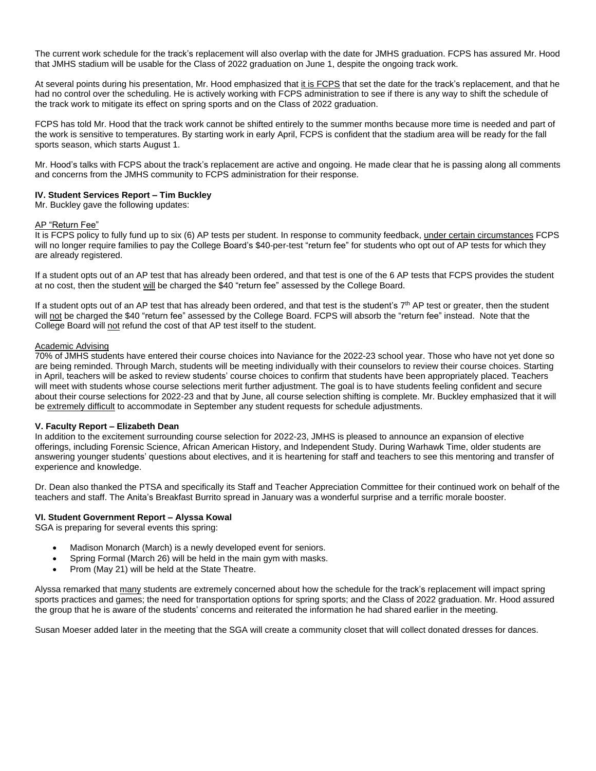The current work schedule for the track's replacement will also overlap with the date for JMHS graduation. FCPS has assured Mr. Hood that JMHS stadium will be usable for the Class of 2022 graduation on June 1, despite the ongoing track work.

At several points during his presentation, Mr. Hood emphasized that it is FCPS that set the date for the track's replacement, and that he had no control over the scheduling. He is actively working with FCPS administration to see if there is any way to shift the schedule of the track work to mitigate its effect on spring sports and on the Class of 2022 graduation.

FCPS has told Mr. Hood that the track work cannot be shifted entirely to the summer months because more time is needed and part of the work is sensitive to temperatures. By starting work in early April, FCPS is confident that the stadium area will be ready for the fall sports season, which starts August 1.

Mr. Hood's talks with FCPS about the track's replacement are active and ongoing. He made clear that he is passing along all comments and concerns from the JMHS community to FCPS administration for their response.

**IV. Student Services Report – Tim Buckley**

Mr. Buckley gave the following updates:

AP "Return Fee"

It is FCPS policy to fully fund up to six (6) AP tests per student. In response to community feedback, under certain circumstances FCPS will no longer require families to pay the College Board's $40-per-test "return fee" for students who opt out of AP tests for which they are already registered.

If a student opts out of an AP test that has already been ordered, and that test is one of the 6 AP tests that FCPS provides the student at no cost, then the student will be charged the $40 "return fee" assessed by the College Board.

If a student opts out of an AP test that has already been ordered, and that test is the student's 7th AP test or greater, then the student will not be charged the $40 "return fee" assessed by the College Board. FCPS will absorb the "return fee" instead. Note that the College Board will not refund the cost of that AP test itself to the student.

Academic Advising

70% of JMHS students have entered their course choices into Naviance for the 2022-23 school year. Those who have not yet done so are being reminded. Through March, students will be meeting individually with their counselors to review their course choices. Starting in April, teachers will be asked to review students' course choices to confirm that students have been appropriately placed. Teachers will meet with students whose course selections merit further adjustment. The goal is to have students feeling confident and secure about their course selections for 2022-23 and that by June, all course selection shifting is complete. Mr. Buckley emphasized that it will be extremely difficult to accommodate in September any student requests for schedule adjustments.

**V. Faculty Report – Elizabeth Dean**

In addition to the excitement surrounding course selection for 2022-23, JMHS is pleased to announce an expansion of elective offerings, including Forensic Science, African American History, and Independent Study. During Warhawk Time, older students are answering younger students' questions about electives, and it is heartening for staff and teachers to see this mentoring and transfer of experience and knowledge.

Dr. Dean also thanked the PTSA and specifically its Staff and Teacher Appreciation Committee for their continued work on behalf of the teachers and staff. The Anita's Breakfast Burrito spread in January was a wonderful surprise and a terrific morale booster.

**VI. Student Government Report – Alyssa Kowal**

SGA is preparing for several events this spring:

- Madison Monarch (March) is a newly developed event for seniors.
- Spring Formal (March 26) will be held in the main gym with masks.
- Prom (May 21) will be held at the State Theatre.

Alyssa remarked that many students are extremely concerned about how the schedule for the track's replacement will impact spring sports practices and games; the need for transportation options for spring sports; and the Class of 2022 graduation. Mr. Hood assured the group that he is aware of the students' concerns and reiterated the information he had shared earlier in the meeting.

Susan Moeser added later in the meeting that the SGA will create a community closet that will collect donated dresses for dances.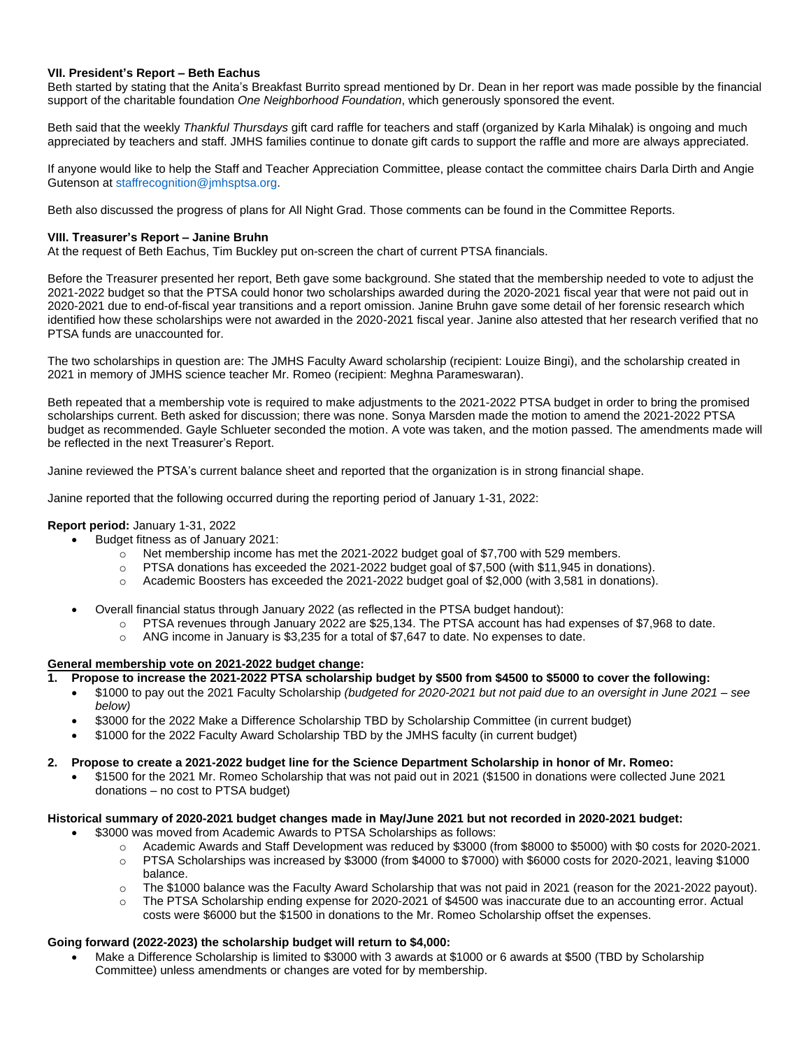### VII. President's Report – Beth Eachus

Beth started by stating that the Anita's Breakfast Burrito spread mentioned by Dr. Dean in her report was made possible by the financial support of the charitable foundation *One Neighborhood Foundation*, which generously sponsored the event.

Beth said that the weekly *Thankful Thursdays* gift card raffle for teachers and staff (organized by Karla Mihalak) is ongoing and much appreciated by teachers and staff. JMHS families continue to donate gift cards to support the raffle and more are always appreciated.

If anyone would like to help the Staff and Teacher Appreciation Committee, please contact the committee chairs Darla Dirth and Angie Gutenson at staffrecognition@jmhsptsa.org.

Beth also discussed the progress of plans for All Night Grad. Those comments can be found in the Committee Reports.

### VIII. Treasurer's Report – Janine Bruhn

At the request of Beth Eachus, Tim Buckley put on-screen the chart of current PTSA financials.

Before the Treasurer presented her report, Beth gave some background. She stated that the membership needed to vote to adjust the 2021-2022 budget so that the PTSA could honor two scholarships awarded during the 2020-2021 fiscal year that were not paid out in 2020-2021 due to end-of-fiscal year transitions and a report omission. Janine Bruhn gave some detail of her forensic research which identified how these scholarships were not awarded in the 2020-2021 fiscal year. Janine also attested that her research verified that no PTSA funds are unaccounted for.

The two scholarships in question are: The JMHS Faculty Award scholarship (recipient: Louize Bingi), and the scholarship created in 2021 in memory of JMHS science teacher Mr. Romeo (recipient: Meghna Parameswaran).

Beth repeated that a membership vote is required to make adjustments to the 2021-2022 PTSA budget in order to bring the promised scholarships current. Beth asked for discussion; there was none. Sonya Marsden made the motion to amend the 2021-2022 PTSA budget as recommended. Gayle Schlueter seconded the motion. A vote was taken, and the motion passed. The amendments made will be reflected in the next Treasurer's Report.

Janine reviewed the PTSA's current balance sheet and reported that the organization is in strong financial shape.

Janine reported that the following occurred during the reporting period of January 1-31, 2022:

**Report period:** January 1-31, 2022

- Budget fitness as of January 2021:
  - Net membership income has met the 2021-2022 budget goal of $7,700 with 529 members.
  - PTSA donations has exceeded the 2021-2022 budget goal of $7,500 (with $11,945 in donations).
  - Academic Boosters has exceeded the 2021-2022 budget goal of $2,000 (with 3,581 in donations).
- Overall financial status through January 2022 (as reflected in the PTSA budget handout):
  - PTSA revenues through January 2022 are $25,134. The PTSA account has had expenses of $7,968 to date.
  - ANG income in January is $3,235 for a total of $7,647 to date. No expenses to date.

**General membership vote on 2021-2022 budget change:**

1. **Propose to increase the 2021-2022 PTSA scholarship budget by $500 from $4500 to $5000 to cover the following:**
   - $1000 to pay out the 2021 Faculty Scholarship *(budgeted for 2020-2021 but not paid due to an oversight in June 2021 – see below)*
   - $3000 for the 2022 Make a Difference Scholarship TBD by Scholarship Committee (in current budget)
   - $1000 for the 2022 Faculty Award Scholarship TBD by the JMHS faculty (in current budget)
2. **Propose to create a 2021-2022 budget line for the Science Department Scholarship in honor of Mr. Romeo:**
   - $1500 for the 2021 Mr. Romeo Scholarship that was not paid out in 2021 ($1500 in donations were collected June 2021 donations – no cost to PTSA budget)

**Historical summary of 2020-2021 budget changes made in May/June 2021 but not recorded in 2020-2021 budget:**

- $3000 was moved from Academic Awards to PTSA Scholarships as follows:
  - Academic Awards and Staff Development was reduced by $3000 (from $8000 to $5000) with $0 costs for 2020-2021.
  - PTSA Scholarships was increased by $3000 (from $4000 to $7000) with $6000 costs for 2020-2021, leaving $1000 balance.
  - The $1000 balance was the Faculty Award Scholarship that was not paid in 2021 (reason for the 2021-2022 payout).
  - The PTSA Scholarship ending expense for 2020-2021 of $4500 was inaccurate due to an accounting error. Actual costs were $6000 but the $1500 in donations to the Mr. Romeo Scholarship offset the expenses.

**Going forward (2022-2023) the scholarship budget will return to $4,000:**

- Make a Difference Scholarship is limited to $3000 with 3 awards at $1000 or 6 awards at $500 (TBD by Scholarship Committee) unless amendments or changes are voted for by membership.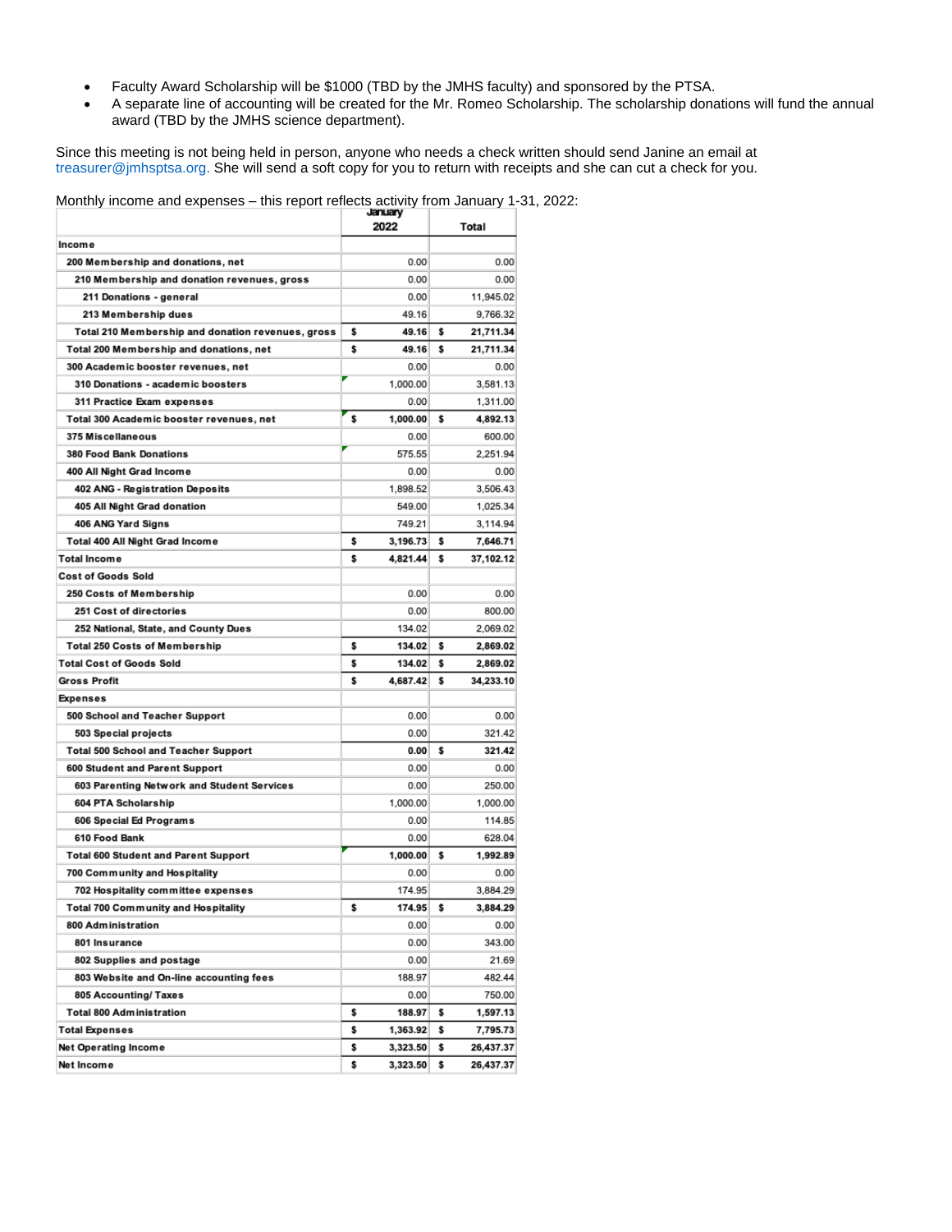- Faculty Award Scholarship will be $1000 (TBD by the JMHS faculty) and sponsored by the PTSA.
- A separate line of accounting will be created for the Mr. Romeo Scholarship. The scholarship donations will fund the annual award (TBD by the JMHS science department).

Since this meeting is not being held in person, anyone who needs a check written should send Janine an email at treasurer@jmhsptsa.org. She will send a soft copy for you to return with receipts and she can cut a check for you.

Monthly income and expenses – this report reflects activity from January 1-31, 2022:

| | January 2022 | Total |
|---|---|---|
| **Income** | | |
| 200 Membership and donations, net | 0.00 | 0.00 |
| 210 Membership and donation revenues, gross | 0.00 | 0.00 |
| 211 Donations - general | 0.00 | 11,945.02 |
| 213 Membership dues | 49.16 | 9,766.32 |
| Total 210 Membership and donation revenues, gross | $ 49.16 | $ 21,711.34 |
| Total 200 Membership and donations, net | $ 49.16 | $ 21,711.34 |
| 300 Academic booster revenues, net | 0.00 | 0.00 |
| 310 Donations - academic boosters | 1,000.00 | 3,581.13 |
| 311 Practice Exam expenses | 0.00 | 1,311.00 |
| Total 300 Academic booster revenues, net | $ 1,000.00 | $ 4,892.13 |
| 375 Miscellaneous | 0.00 | 600.00 |
| 380 Food Bank Donations | 575.55 | 2,251.94 |
| 400 All Night Grad Income | 0.00 | 0.00 |
| 402 ANG - Registration Deposits | 1,898.52 | 3,506.43 |
| 405 All Night Grad donation | 549.00 | 1,025.34 |
| 406 ANG Yard Signs | 749.21 | 3,114.94 |
| Total 400 All Night Grad Income | $ 3,196.73 | $ 7,646.71 |
| **Total Income** | **$ 4,821.44** | **$ 37,102.12** |
| **Cost of Goods Sold** | | |
| 250 Costs of Membership | 0.00 | 0.00 |
| 251 Cost of directories | 0.00 | 800.00 |
| 252 National, State, and County Dues | 134.02 | 2,069.02 |
| Total 250 Costs of Membership | $ 134.02 | $ 2,869.02 |
| **Total Cost of Goods Sold** | **$ 134.02** | **$ 2,869.02** |
| **Gross Profit** | **$ 4,687.42** | **$ 34,233.10** |
| **Expenses** | | |
| 500 School and Teacher Support | 0.00 | 0.00 |
| 503 Special projects | 0.00 | 321.42 |
| Total 500 School and Teacher Support | 0.00 | $ 321.42 |
| 600 Student and Parent Support | 0.00 | 0.00 |
| 603 Parenting Network and Student Services | 0.00 | 250.00 |
| 604 PTA Scholarship | 1,000.00 | 1,000.00 |
| 606 Special Ed Programs | 0.00 | 114.85 |
| 610 Food Bank | 0.00 | 628.04 |
| Total 600 Student and Parent Support | 1,000.00 | $ 1,992.89 |
| 700 Community and Hospitality | 0.00 | 0.00 |
| 702 Hospitality committee expenses | 174.95 | 3,884.29 |
| Total 700 Community and Hospitality | $ 174.95 | $ 3,884.29 |
| 800 Administration | 0.00 | 0.00 |
| 801 Insurance | 0.00 | 343.00 |
| 802 Supplies and postage | 0.00 | 21.69 |
| 803 Website and On-line accounting fees | 188.97 | 482.44 |
| 805 Accounting/ Taxes | 0.00 | 750.00 |
| Total 800 Administration | $ 188.97 | $ 1,597.13 |
| **Total Expenses** | **$ 1,363.92** | **$ 7,795.73** |
| **Net Operating Income** | **$ 3,323.50** | **$ 26,437.37** |
| **Net Income** | **$ 3,323.50** | **$ 26,437.37** |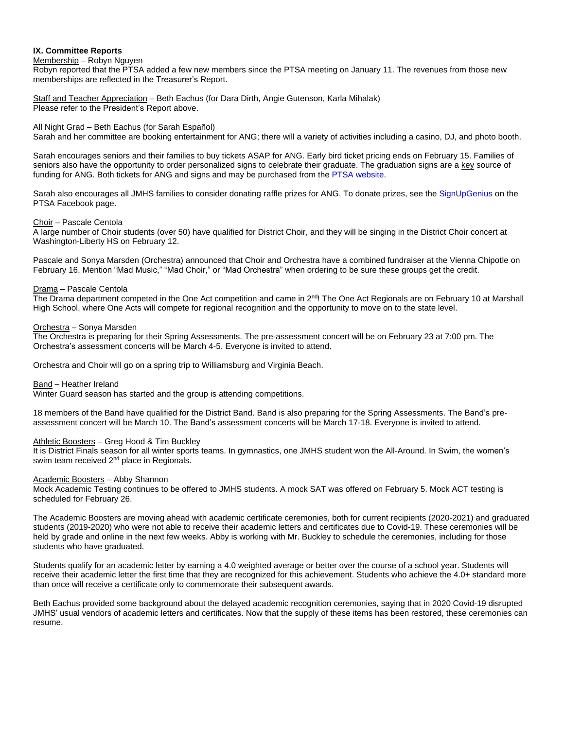### IX. Committee Reports

Membership – Robyn Nguyen

Robyn reported that the PTSA added a few new members since the PTSA meeting on January 11. The revenues from those new memberships are reflected in the Treasurer's Report.

Staff and Teacher Appreciation – Beth Eachus (for Dara Dirth, Angie Gutenson, Karla Mihalak)

Please refer to the President's Report above.

All Night Grad – Beth Eachus (for Sarah Español)

Sarah and her committee are booking entertainment for ANG; there will a variety of activities including a casino, DJ, and photo booth.

Sarah encourages seniors and their families to buy tickets ASAP for ANG. Early bird ticket pricing ends on February 15. Families of seniors also have the opportunity to order personalized signs to celebrate their graduate. The graduation signs are a key source of funding for ANG. Both tickets for ANG and signs and may be purchased from the PTSA website.

Sarah also encourages all JMHS families to consider donating raffle prizes for ANG. To donate prizes, see the SignUpGenius on the PTSA Facebook page.

Choir – Pascale Centola

A large number of Choir students (over 50) have qualified for District Choir, and they will be singing in the District Choir concert at Washington-Liberty HS on February 12.

Pascale and Sonya Marsden (Orchestra) announced that Choir and Orchestra have a combined fundraiser at the Vienna Chipotle on February 16. Mention "Mad Music," "Mad Choir," or "Mad Orchestra" when ordering to be sure these groups get the credit.

Drama – Pascale Centola

The Drama department competed in the One Act competition and came in 2nd! The One Act Regionals are on February 10 at Marshall High School, where One Acts will compete for regional recognition and the opportunity to move on to the state level.

Orchestra – Sonya Marsden

The Orchestra is preparing for their Spring Assessments. The pre-assessment concert will be on February 23 at 7:00 pm. The Orchestra's assessment concerts will be March 4-5. Everyone is invited to attend.

Orchestra and Choir will go on a spring trip to Williamsburg and Virginia Beach.

Band – Heather Ireland

Winter Guard season has started and the group is attending competitions.

18 members of the Band have qualified for the District Band. Band is also preparing for the Spring Assessments. The Band's pre-assessment concert will be March 10. The Band's assessment concerts will be March 17-18. Everyone is invited to attend.

Athletic Boosters – Greg Hood & Tim Buckley

It is District Finals season for all winter sports teams. In gymnastics, one JMHS student won the All-Around. In Swim, the women's swim team received 2nd place in Regionals.

Academic Boosters – Abby Shannon

Mock Academic Testing continues to be offered to JMHS students. A mock SAT was offered on February 5. Mock ACT testing is scheduled for February 26.

The Academic Boosters are moving ahead with academic certificate ceremonies, both for current recipients (2020-2021) and graduated students (2019-2020) who were not able to receive their academic letters and certificates due to Covid-19. These ceremonies will be held by grade and online in the next few weeks. Abby is working with Mr. Buckley to schedule the ceremonies, including for those students who have graduated.

Students qualify for an academic letter by earning a 4.0 weighted average or better over the course of a school year. Students will receive their academic letter the first time that they are recognized for this achievement. Students who achieve the 4.0+ standard more than once will receive a certificate only to commemorate their subsequent awards.

Beth Eachus provided some background about the delayed academic recognition ceremonies, saying that in 2020 Covid-19 disrupted JMHS' usual vendors of academic letters and certificates. Now that the supply of these items has been restored, these ceremonies can resume.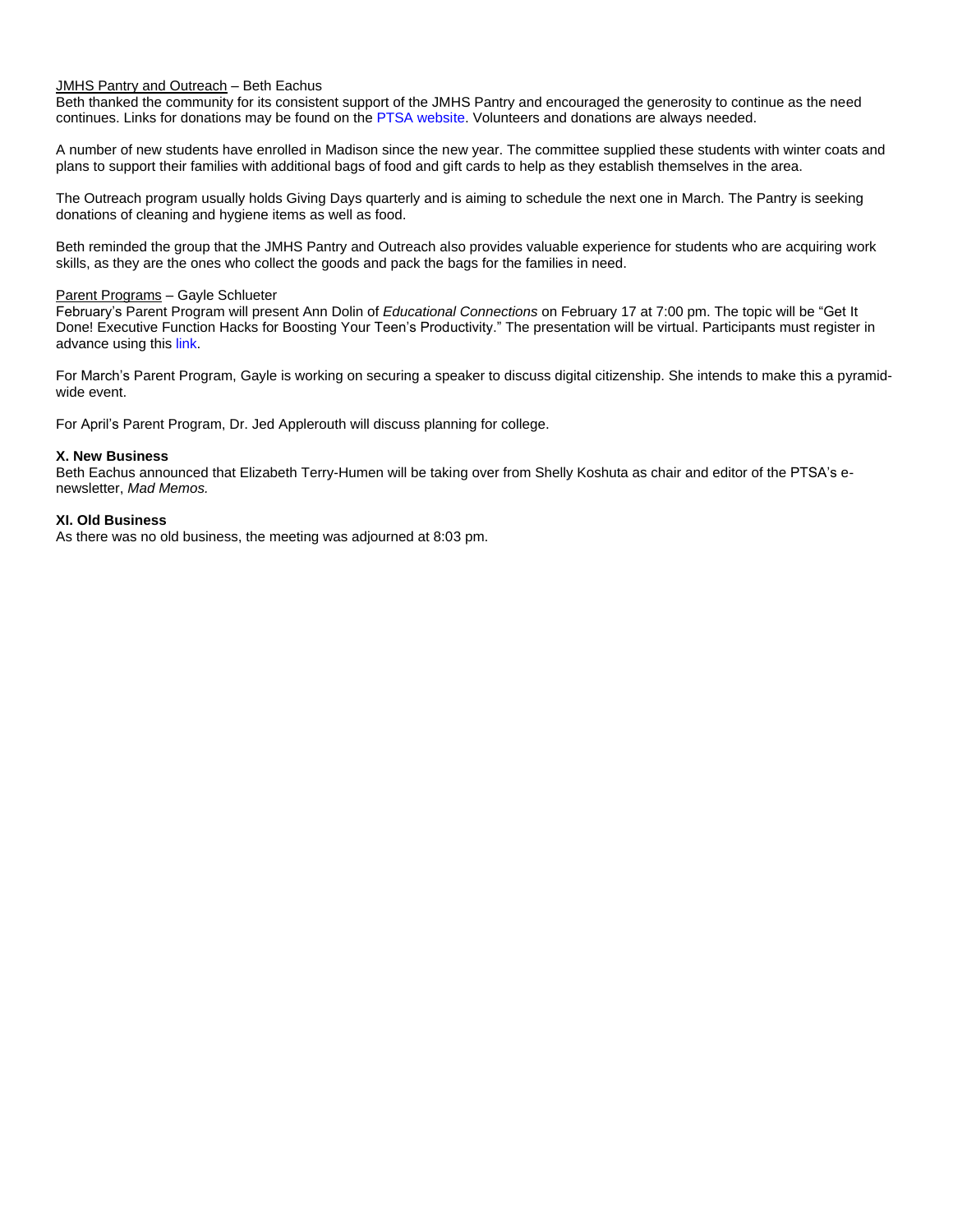<u>JMHS Pantry and Outreach</u> – Beth Eachus
Beth thanked the community for its consistent support of the JMHS Pantry and encouraged the generosity to continue as the need continues. Links for donations may be found on the PTSA website. Volunteers and donations are always needed.

A number of new students have enrolled in Madison since the new year. The committee supplied these students with winter coats and plans to support their families with additional bags of food and gift cards to help as they establish themselves in the area.

The Outreach program usually holds Giving Days quarterly and is aiming to schedule the next one in March. The Pantry is seeking donations of cleaning and hygiene items as well as food.

Beth reminded the group that the JMHS Pantry and Outreach also provides valuable experience for students who are acquiring work skills, as they are the ones who collect the goods and pack the bags for the families in need.

<u>Parent Programs</u> – Gayle Schlueter
February's Parent Program will present Ann Dolin of *Educational Connections* on February 17 at 7:00 pm. The topic will be "Get It Done! Executive Function Hacks for Boosting Your Teen's Productivity." The presentation will be virtual. Participants must register in advance using this link.

For March's Parent Program, Gayle is working on securing a speaker to discuss digital citizenship. She intends to make this a pyramid-wide event.

For April's Parent Program, Dr. Jed Applerouth will discuss planning for college.

**X. New Business**
Beth Eachus announced that Elizabeth Terry-Humen will be taking over from Shelly Koshuta as chair and editor of the PTSA's e-newsletter, *Mad Memos.*

**XI. Old Business**
As there was no old business, the meeting was adjourned at 8:03 pm.